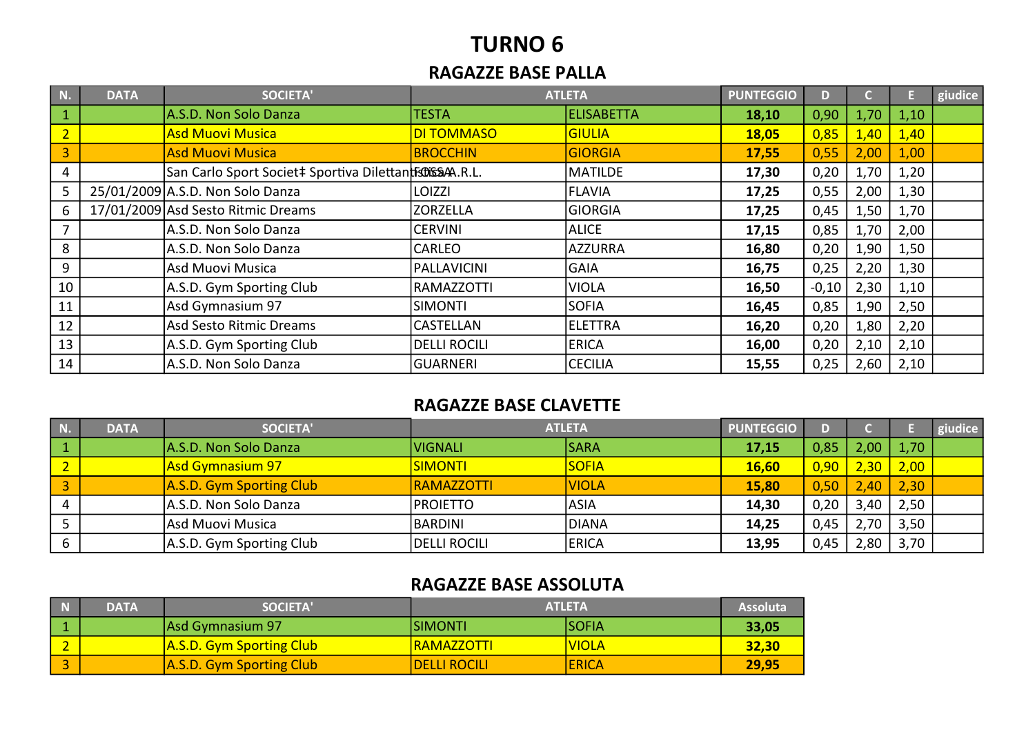# TURNO 6

## RAGAZZE BASE PALLA

| N. | DATA | SOCIETA' | ATLETA | | PUNTEGGIO | D | C | E | giudice |
|---|---|---|---|---|---|---|---|---|---|
| 1 | | A.S.D. Non Solo Danza | TESTA | ELISABETTA | **18,10** | 0,90 | 1,70 | 1,10 | |
| 2 | | Asd Muovi Musica | DI TOMMASO | GIULIA | **18,05** | 0,85 | 1,40 | 1,40 | |
| 3 | | Asd Muovi Musica | BROCCHIN | GIORGIA | **17,55** | 0,55 | 2,00 | 1,00 | |
| 4 | | San Carlo Sport Societ‡ Sportiva Dilettantistica A.R.L. | FOSSA | MATILDE | **17,30** | 0,20 | 1,70 | 1,20 | |
| 5 | 25/01/2009 | A.S.D. Non Solo Danza | LOIZZI | FLAVIA | **17,25** | 0,55 | 2,00 | 1,30 | |
| 6 | 17/01/2009 | Asd Sesto Ritmic Dreams | ZORZELLA | GIORGIA | **17,25** | 0,45 | 1,50 | 1,70 | |
| 7 | | A.S.D. Non Solo Danza | CERVINI | ALICE | **17,15** | 0,85 | 1,70 | 2,00 | |
| 8 | | A.S.D. Non Solo Danza | CARLEO | AZZURRA | **16,80** | 0,20 | 1,90 | 1,50 | |
| 9 | | Asd Muovi Musica | PALLAVICINI | GAIA | **16,75** | 0,25 | 2,20 | 1,30 | |
| 10 | | A.S.D. Gym Sporting Club | RAMAZZOTTI | VIOLA | **16,50** | -0,10 | 2,30 | 1,10 | |
| 11 | | Asd Gymnasium 97 | SIMONTI | SOFIA | **16,45** | 0,85 | 1,90 | 2,50 | |
| 12 | | Asd Sesto Ritmic Dreams | CASTELLAN | ELETTRA | **16,20** | 0,20 | 1,80 | 2,20 | |
| 13 | | A.S.D. Gym Sporting Club | DELLI ROCILI | ERICA | **16,00** | 0,20 | 2,10 | 2,10 | |
| 14 | | A.S.D. Non Solo Danza | GUARNERI | CECILIA | **15,55** | 0,25 | 2,60 | 2,10 | |

## RAGAZZE BASE CLAVETTE

| N. | DATA | SOCIETA' | ATLETA | | PUNTEGGIO | D | C | E | giudice |
|---|---|---|---|---|---|---|---|---|---|
| 1 | | A.S.D. Non Solo Danza | VIGNALI | SARA | **17,15** | 0,85 | 2,00 | 1,70 | |
| 2 | | Asd Gymnasium 97 | SIMONTI | SOFIA | **16,60** | 0,90 | 2,30 | 2,00 | |
| 3 | | A.S.D. Gym Sporting Club | RAMAZZOTTI | VIOLA | **15,80** | 0,50 | 2,40 | 2,30 | |
| 4 | | A.S.D. Non Solo Danza | PROIETTO | ASIA | **14,30** | 0,20 | 3,40 | 2,50 | |
| 5 | | Asd Muovi Musica | BARDINI | DIANA | **14,25** | 0,45 | 2,70 | 3,50 | |
| 6 | | A.S.D. Gym Sporting Club | DELLI ROCILI | ERICA | **13,95** | 0,45 | 2,80 | 3,70 | |

## RAGAZZE BASE ASSOLUTA

| N | DATA | SOCIETA' | ATLETA | | Assoluta |
|---|---|---|---|---|---|
| 1 | | Asd Gymnasium 97 | SIMONTI | SOFIA | **33,05** |
| 2 | | A.S.D. Gym Sporting Club | RAMAZZOTTI | VIOLA | **32,30** |
| 3 | | A.S.D. Gym Sporting Club | DELLI ROCILI | ERICA | **29,95** |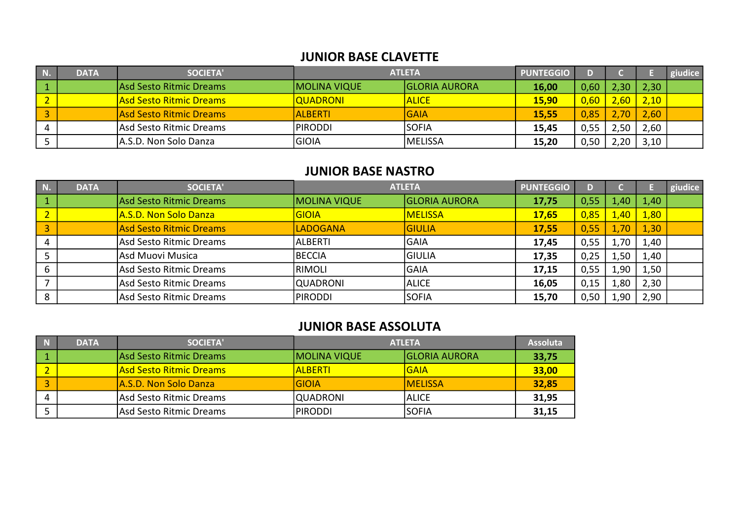## JUNIOR BASE CLAVETTE

| N. | DATA | SOCIETA' | ATLETA | | PUNTEGGIO | D | C | E | giudice |
|---|---|---|---|---|---|---|---|---|---|
| 1 | | Asd Sesto Ritmic Dreams | MOLINA VIQUE | GLORIA AURORA | **16,00** | 0,60 | 2,30 | 2,30 | |
| 2 | | Asd Sesto Ritmic Dreams | QUADRONI | ALICE | **15,90** | 0,60 | 2,60 | 2,10 | |
| 3 | | Asd Sesto Ritmic Dreams | ALBERTI | GAIA | **15,55** | 0,85 | 2,70 | 2,60 | |
| 4 | | Asd Sesto Ritmic Dreams | PIRODDI | SOFIA | **15,45** | 0,55 | 2,50 | 2,60 | |
| 5 | | A.S.D. Non Solo Danza | GIOIA | MELISSA | **15,20** | 0,50 | 2,20 | 3,10 | |

## JUNIOR BASE NASTRO

| N. | DATA | SOCIETA' | ATLETA | | PUNTEGGIO | D | C | E | giudice |
|---|---|---|---|---|---|---|---|---|---|
| 1 | | Asd Sesto Ritmic Dreams | MOLINA VIQUE | GLORIA AURORA | **17,75** | 0,55 | 1,40 | 1,40 | |
| 2 | | A.S.D. Non Solo Danza | GIOIA | MELISSA | **17,65** | 0,85 | 1,40 | 1,80 | |
| 3 | | Asd Sesto Ritmic Dreams | LADOGANA | GIULIA | **17,55** | 0,55 | 1,70 | 1,30 | |
| 4 | | Asd Sesto Ritmic Dreams | ALBERTI | GAIA | **17,45** | 0,55 | 1,70 | 1,40 | |
| 5 | | Asd Muovi Musica | BECCIA | GIULIA | **17,35** | 0,25 | 1,50 | 1,40 | |
| 6 | | Asd Sesto Ritmic Dreams | RIMOLI | GAIA | **17,15** | 0,55 | 1,90 | 1,50 | |
| 7 | | Asd Sesto Ritmic Dreams | QUADRONI | ALICE | **16,05** | 0,15 | 1,80 | 2,30 | |
| 8 | | Asd Sesto Ritmic Dreams | PIRODDI | SOFIA | **15,70** | 0,50 | 1,90 | 2,90 | |

## JUNIOR BASE ASSOLUTA

| N | DATA | SOCIETA' | ATLETA | | Assoluta |
|---|---|---|---|---|---|
| 1 | | Asd Sesto Ritmic Dreams | MOLINA VIQUE | GLORIA AURORA | **33,75** |
| 2 | | Asd Sesto Ritmic Dreams | ALBERTI | GAIA | **33,00** |
| 3 | | A.S.D. Non Solo Danza | GIOIA | MELISSA | **32,85** |
| 4 | | Asd Sesto Ritmic Dreams | QUADRONI | ALICE | **31,95** |
| 5 | | Asd Sesto Ritmic Dreams | PIRODDI | SOFIA | **31,15** |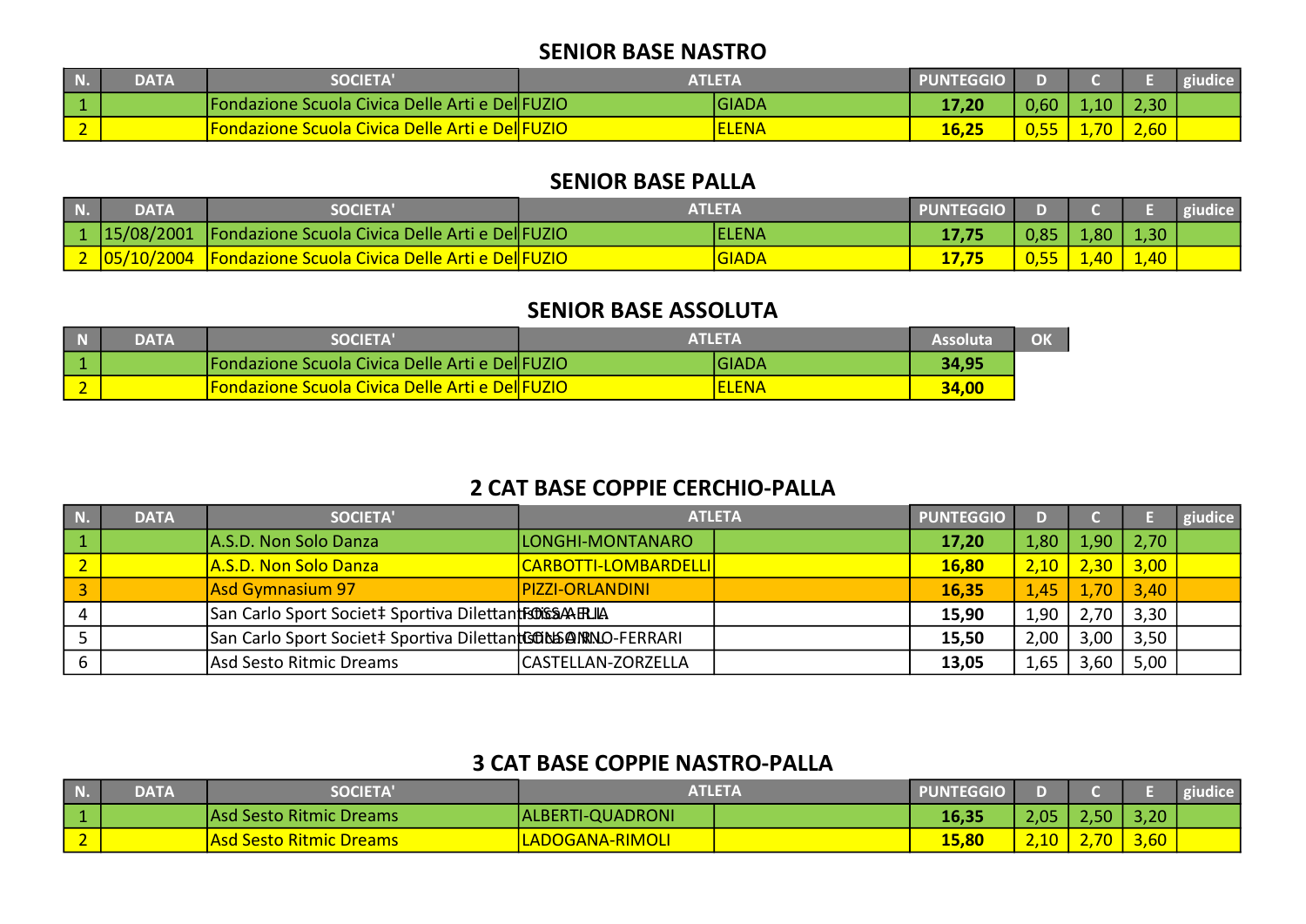## SENIOR BASE NASTRO

| N. | DATA | SOCIETA' | ATLETA | | PUNTEGGIO | D | C | E | giudice |
|---|---|---|---|---|---|---|---|---|---|
| 1 | | Fondazione Scuola Civica Delle Arti e Del | FUZIO | GIADA | **17,20** | 0,60 | 1,10 | 2,30 | |
| 2 | | Fondazione Scuola Civica Delle Arti e Del | FUZIO | ELENA | **16,25** | 0,55 | 1,70 | 2,60 | |

## SENIOR BASE PALLA

| N. | DATA | SOCIETA' | ATLETA | | PUNTEGGIO | D | C | E | giudice |
|---|---|---|---|---|---|---|---|---|---|
| 1 | 15/08/2001 | Fondazione Scuola Civica Delle Arti e Del | FUZIO | ELENA | **17,75** | 0,85 | 1,80 | 1,30 | |
| 2 | 05/10/2004 | Fondazione Scuola Civica Delle Arti e Del | FUZIO | GIADA | **17,75** | 0,55 | 1,40 | 1,40 | |

## SENIOR BASE ASSOLUTA

| N | DATA | SOCIETA' | ATLETA | | Assoluta | OK |
|---|---|---|---|---|---|---|
| 1 | | Fondazione Scuola Civica Delle Arti e Del | FUZIO | GIADA | **34,95** | |
| 2 | | Fondazione Scuola Civica Delle Arti e Del | FUZIO | ELENA | **34,00** | |

## 2 CAT BASE COPPIE CERCHIO-PALLA

| N. | DATA | SOCIETA' | ATLETA | | PUNTEGGIO | D | C | E | giudice |
|---|---|---|---|---|---|---|---|---|---|
| 1 | | A.S.D. Non Solo Danza | LONGHI-MONTANARO | | **17,20** | 1,80 | 1,90 | 2,70 | |
| 2 | | A.S.D. Non Solo Danza | CARBOTTI-LOMBARDELLI | | **16,80** | 2,10 | 2,30 | 3,00 | |
| 3 | | Asd Gymnasium 97 | PIZZI-ORLANDINI | | **16,35** | 1,45 | 1,70 | 3,40 | |
| 4 | | San Carlo Sport Societ‡ Sportiva Dilettantistica A R.L. | FOSSA-ERBA | | **15,90** | 1,90 | 2,70 | 3,30 | |
| 5 | | San Carlo Sport Societ‡ Sportiva Dilettantistica A R.L. | CENSORINO-FERRARI | | **15,50** | 2,00 | 3,00 | 3,50 | |
| 6 | | Asd Sesto Ritmic Dreams | CASTELLAN-ZORZELLA | | **13,05** | 1,65 | 3,60 | 5,00 | |

## 3 CAT BASE COPPIE NASTRO-PALLA

| N. | DATA | SOCIETA' | ATLETA | | PUNTEGGIO | D | C | E | giudice |
|---|---|---|---|---|---|---|---|---|---|
| 1 | | Asd Sesto Ritmic Dreams | ALBERTI-QUADRONI | | **16,35** | 2,05 | 2,50 | 3,20 | |
| 2 | | Asd Sesto Ritmic Dreams | LADOGANA-RIMOLI | | **15,80** | 2,10 | 2,70 | 3,60 | |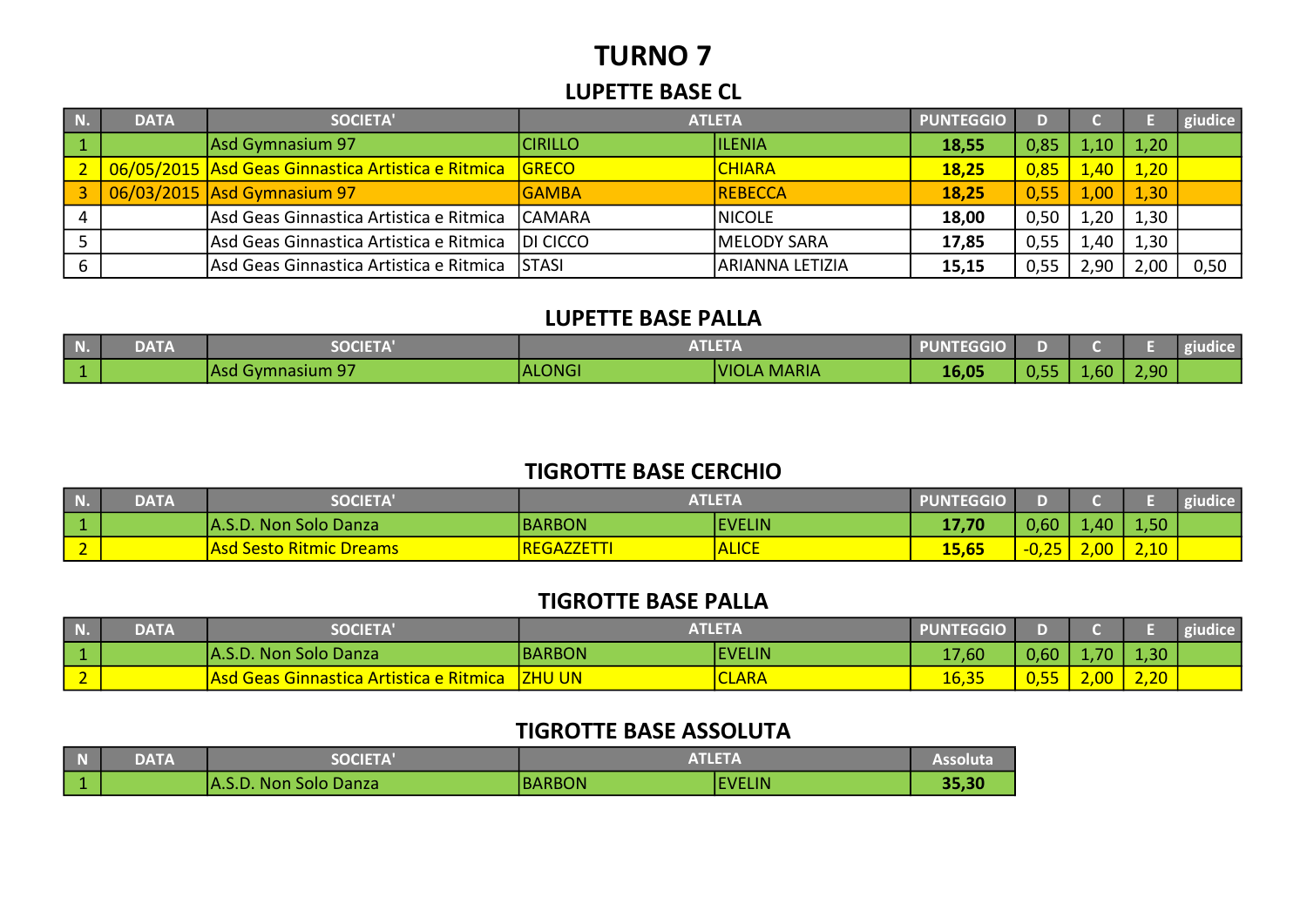# TURNO 7

## LUPETTE BASE CL

| N. | DATA | SOCIETA' | ATLETA | | PUNTEGGIO | D | C | E | giudice |
|---|---|---|---|---|---|---|---|---|---|
| 1 | | Asd Gymnasium 97 | CIRILLO | ILENIA | **18,55** | 0,85 | 1,10 | 1,20 | |
| 2 | 06/05/2015 | Asd Geas Ginnastica Artistica e Ritmica | GRECO | CHIARA | **18,25** | 0,85 | 1,40 | 1,20 | |
| 3 | 06/03/2015 | Asd Gymnasium 97 | GAMBA | REBECCA | **18,25** | 0,55 | 1,00 | 1,30 | |
| 4 | | Asd Geas Ginnastica Artistica e Ritmica | CAMARA | NICOLE | **18,00** | 0,50 | 1,20 | 1,30 | |
| 5 | | Asd Geas Ginnastica Artistica e Ritmica | DI CICCO | MELODY SARA | **17,85** | 0,55 | 1,40 | 1,30 | |
| 6 | | Asd Geas Ginnastica Artistica e Ritmica | STASI | ARIANNA LETIZIA | **15,15** | 0,55 | 2,90 | 2,00 | 0,50 |

## LUPETTE BASE PALLA

| N. | DATA | SOCIETA' | ATLETA | | PUNTEGGIO | D | C | E | giudice |
|---|---|---|---|---|---|---|---|---|---|
| 1 | | Asd Gymnasium 97 | ALONGI | VIOLA MARIA | **16,05** | 0,55 | 1,60 | 2,90 | |

## TIGROTTE BASE CERCHIO

| N. | DATA | SOCIETA' | ATLETA | | PUNTEGGIO | D | C | E | giudice |
|---|---|---|---|---|---|---|---|---|---|
| 1 | | A.S.D. Non Solo Danza | BARBON | EVELIN | **17,70** | 0,60 | 1,40 | 1,50 | |
| 2 | | Asd Sesto Ritmic Dreams | REGAZZETTI | ALICE | **15,65** | -0,25 | 2,00 | 2,10 | |

## TIGROTTE BASE PALLA

| N. | DATA | SOCIETA' | ATLETA | | PUNTEGGIO | D | C | E | giudice |
|---|---|---|---|---|---|---|---|---|---|
| 1 | | A.S.D. Non Solo Danza | BARBON | EVELIN | 17,60 | 0,60 | 1,70 | 1,30 | |
| 2 | | Asd Geas Ginnastica Artistica e Ritmica | ZHU UN | CLARA | 16,35 | 0,55 | 2,00 | 2,20 | |

## TIGROTTE BASE ASSOLUTA

| N | DATA | SOCIETA' | ATLETA | | Assoluta |
|---|---|---|---|---|---|
| 1 | | A.S.D. Non Solo Danza | BARBON | EVELIN | **35,30** |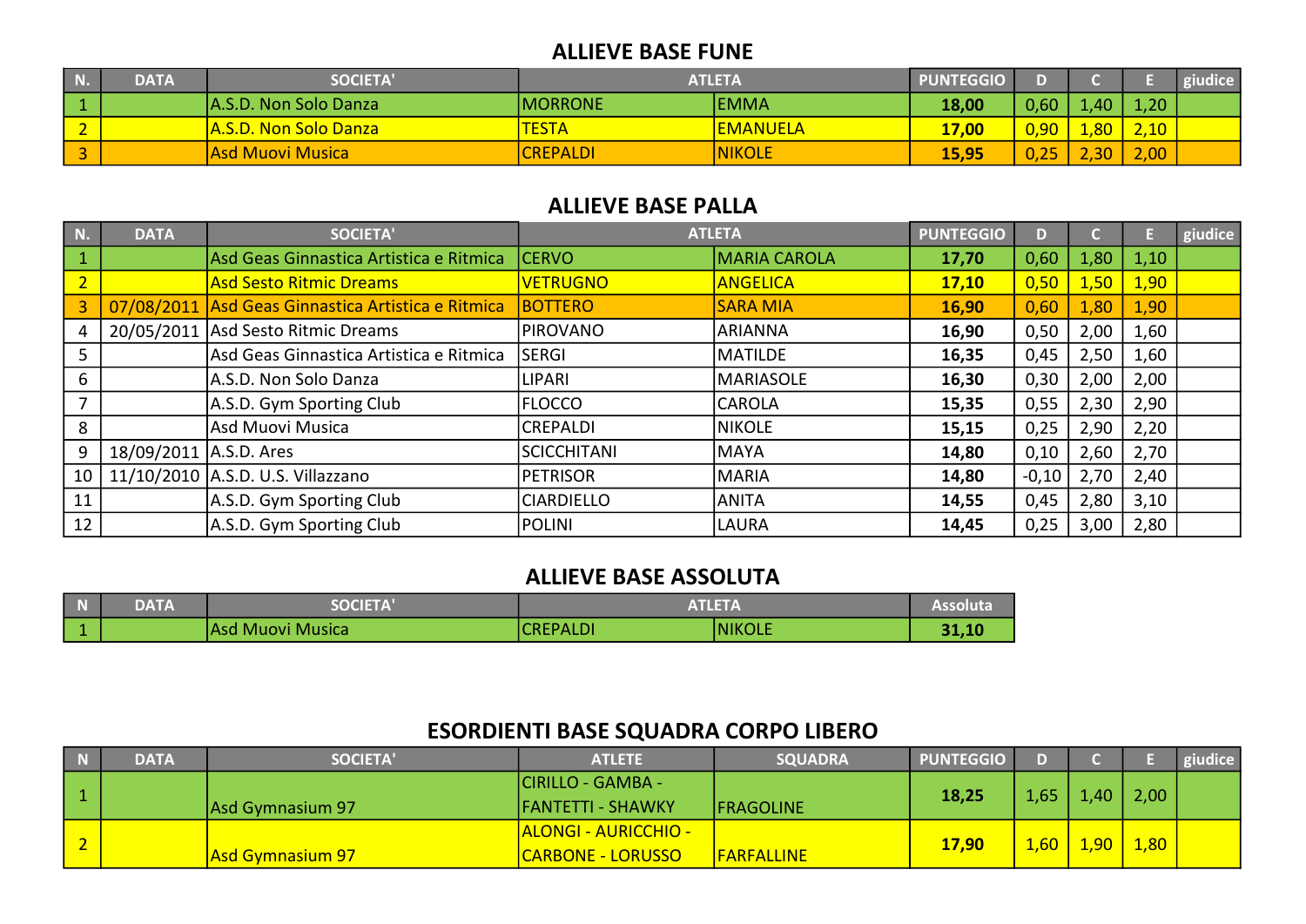## ALLIEVE BASE FUNE

| N. | DATA | SOCIETA' | ATLETA | | PUNTEGGIO | D | C | E | giudice |
|---|---|---|---|---|---|---|---|---|---|
| 1 | | A.S.D. Non Solo Danza | MORRONE | EMMA | **18,00** | 0,60 | 1,40 | 1,20 | |
| 2 | | A.S.D. Non Solo Danza | TESTA | EMANUELA | **17,00** | 0,90 | 1,80 | 2,10 | |
| 3 | | Asd Muovi Musica | CREPALDI | NIKOLE | **15,95** | 0,25 | 2,30 | 2,00 | |

## ALLIEVE BASE PALLA

| N. | DATA | SOCIETA' | ATLETA | | PUNTEGGIO | D | C | E | giudice |
|---|---|---|---|---|---|---|---|---|---|
| 1 | | Asd Geas Ginnastica Artistica e Ritmica | CERVO | MARIA CAROLA | **17,70** | 0,60 | 1,80 | 1,10 | |
| 2 | | Asd Sesto Ritmic Dreams | VETRUGNO | ANGELICA | **17,10** | 0,50 | 1,50 | 1,90 | |
| 3 | 07/08/2011 | Asd Geas Ginnastica Artistica e Ritmica | BOTTERO | SARA MIA | **16,90** | 0,60 | 1,80 | 1,90 | |
| 4 | 20/05/2011 | Asd Sesto Ritmic Dreams | PIROVANO | ARIANNA | **16,90** | 0,50 | 2,00 | 1,60 | |
| 5 | | Asd Geas Ginnastica Artistica e Ritmica | SERGI | MATILDE | **16,35** | 0,45 | 2,50 | 1,60 | |
| 6 | | A.S.D. Non Solo Danza | LIPARI | MARIASOLE | **16,30** | 0,30 | 2,00 | 2,00 | |
| 7 | | A.S.D. Gym Sporting Club | FLOCCO | CAROLA | **15,35** | 0,55 | 2,30 | 2,90 | |
| 8 | | Asd Muovi Musica | CREPALDI | NIKOLE | **15,15** | 0,25 | 2,90 | 2,20 | |
| 9 | 18/09/2011 | A.S.D. Ares | SCICCHITANI | MAYA | **14,80** | 0,10 | 2,60 | 2,70 | |
| 10 | 11/10/2010 | A.S.D. U.S. Villazzano | PETRISOR | MARIA | **14,80** | -0,10 | 2,70 | 2,40 | |
| 11 | | A.S.D. Gym Sporting Club | CIARDIELLO | ANITA | **14,55** | 0,45 | 2,80 | 3,10 | |
| 12 | | A.S.D. Gym Sporting Club | POLINI | LAURA | **14,45** | 0,25 | 3,00 | 2,80 | |

## ALLIEVE BASE ASSOLUTA

| N | DATA | SOCIETA' | ATLETA | | Assoluta |
|---|---|---|---|---|---|
| 1 | | Asd Muovi Musica | CREPALDI | NIKOLE | **31,10** |

## ESORDIENTI BASE SQUADRA CORPO LIBERO

| N | DATA | SOCIETA' | ATLETE | SQUADRA | PUNTEGGIO | D | C | E | giudice |
|---|---|---|---|---|---|---|---|---|---|
| 1 | | Asd Gymnasium 97 | CIRILLO - GAMBA - FANTETTI - SHAWKY | FRAGOLINE | **18,25** | 1,65 | 1,40 | 2,00 | |
| 2 | | Asd Gymnasium 97 | ALONGI - AURICCHIO - CARBONE - LORUSSO | FARFALLINE | **17,90** | 1,60 | 1,90 | 1,80 | |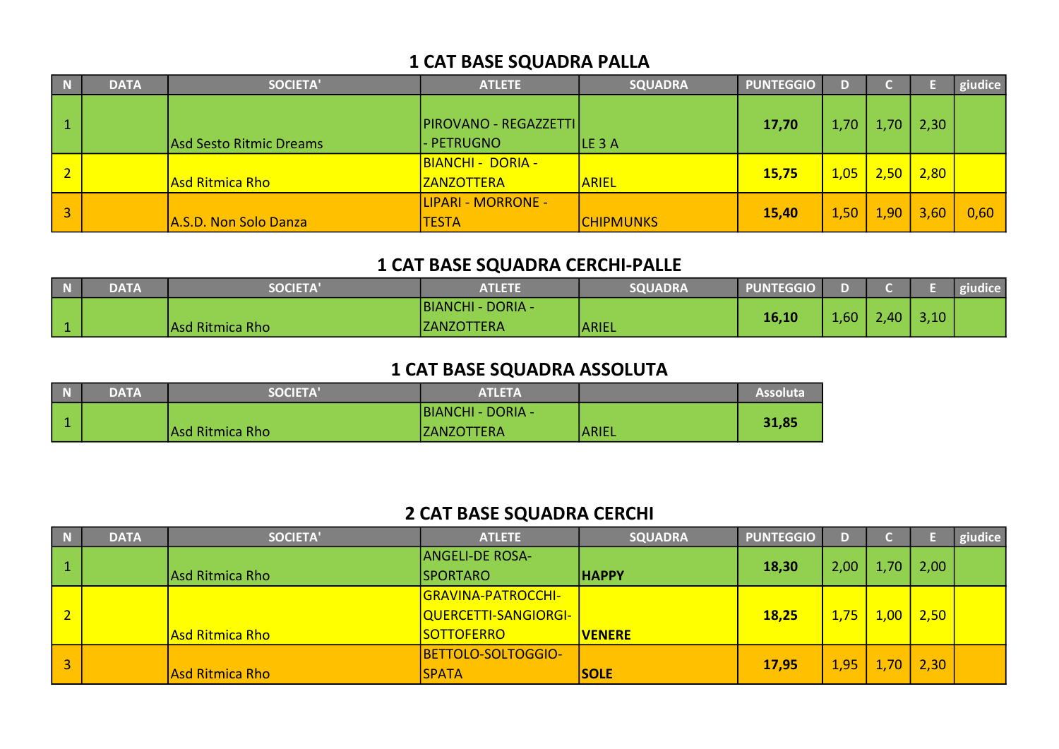## 1 CAT BASE SQUADRA PALLA

| N | DATA | SOCIETA' | ATLETE | SQUADRA | PUNTEGGIO | D | C | E | giudice |
|---|---|---|---|---|---|---|---|---|---|
| 1 | | Asd Sesto Ritmic Dreams | PIROVANO - REGAZZETTI - PETRUGNO | LE 3 A | **17,70** | 1,70 | 1,70 | 2,30 | |
| 2 | | Asd Ritmica Rho | BIANCHI - DORIA - ZANZOTTERA | ARIEL | **15,75** | 1,05 | 2,50 | 2,80 | |
| 3 | | A.S.D. Non Solo Danza | LIPARI - MORRONE - TESTA | CHIPMUNKS | **15,40** | 1,50 | 1,90 | 3,60 | 0,60 |

## 1 CAT BASE SQUADRA CERCHI-PALLE

| N | DATA | SOCIETA' | ATLETE | SQUADRA | PUNTEGGIO | D | C | E | giudice |
|---|---|---|---|---|---|---|---|---|---|
| 1 | | Asd Ritmica Rho | BIANCHI - DORIA - ZANZOTTERA | ARIEL | **16,10** | 1,60 | 2,40 | 3,10 | |

## 1 CAT BASE SQUADRA ASSOLUTA

| N | DATA | SOCIETA' | ATLETA | | Assoluta |
|---|---|---|---|---|---|
| 1 | | Asd Ritmica Rho | BIANCHI - DORIA - ZANZOTTERA | ARIEL | **31,85** |

## 2 CAT BASE SQUADRA CERCHI

| N | DATA | SOCIETA' | ATLETE | SQUADRA | PUNTEGGIO | D | C | E | giudice |
|---|---|---|---|---|---|---|---|---|---|
| 1 | | Asd Ritmica Rho | ANGELI-DE ROSA-SPORTARO | **HAPPY** | **18,30** | 2,00 | 1,70 | 2,00 | |
| 2 | | Asd Ritmica Rho | GRAVINA-PATROCCHI-QUERCETTI-SANGIORGI-SOTTOFERRO | **VENERE** | **18,25** | 1,75 | 1,00 | 2,50 | |
| 3 | | Asd Ritmica Rho | BETTOLO-SOLTOGGIO-SPATA | **SOLE** | **17,95** | 1,95 | 1,70 | 2,30 | |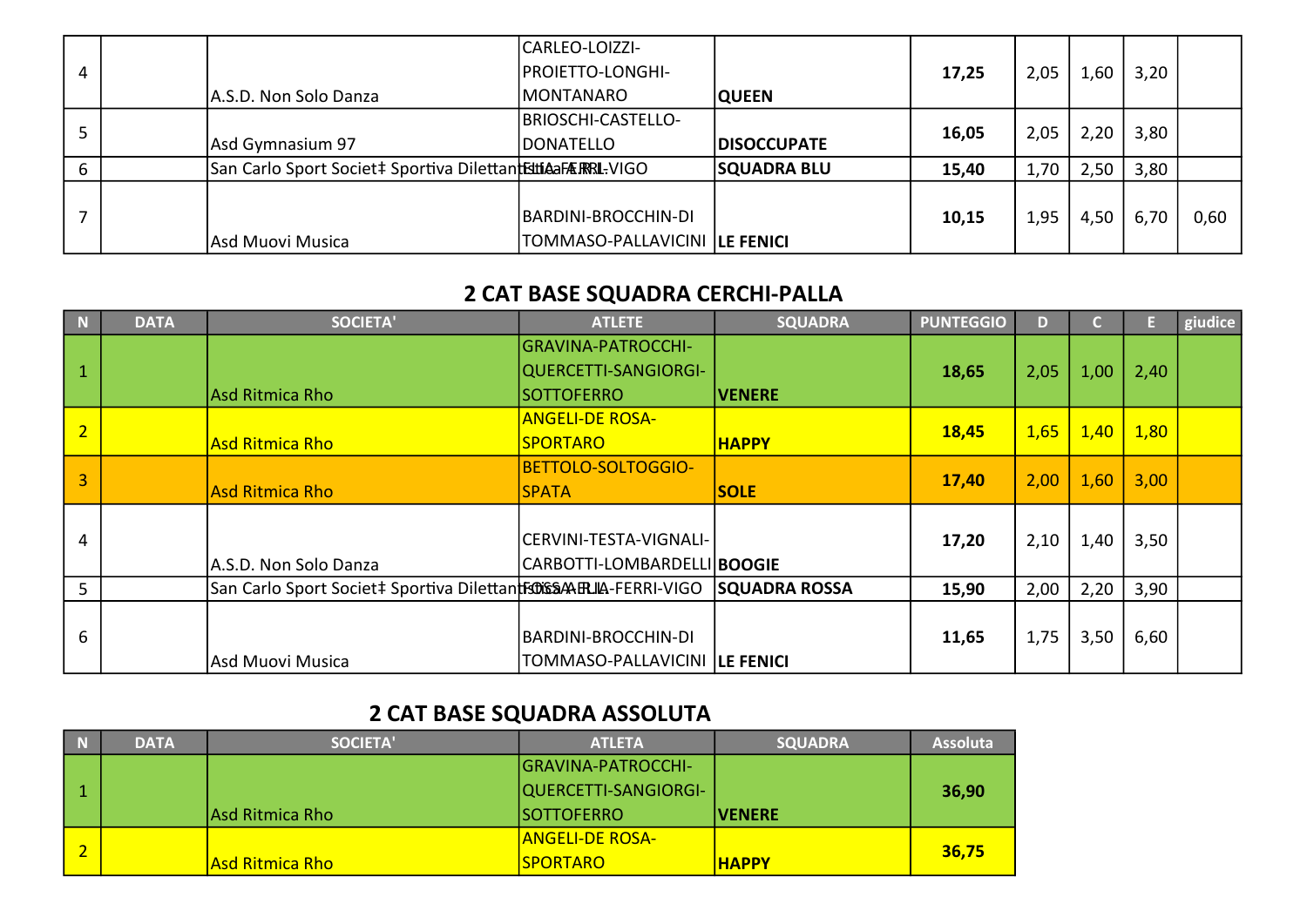| N | DATA | SOCIETA' | ATLETE | SQUADRA | PUNTEGGIO | D | C | E | giudice |
|---|---|---|---|---|---|---|---|---|---|
| 4 | | A.S.D. Non Solo Danza | CARLEO-LOIZZI-PROIETTO-LONGHI-MONTANARO | **QUEEN** | **17,25** | 2,05 | 1,60 | 3,20 | |
| 5 | | Asd Gymnasium 97 | BRIOSCHI-CASTELLO-DONATELLO | **DISOCCUPATE** | **16,05** | 2,05 | 2,20 | 3,80 | |
| 6 | | San Carlo Sport Societ‡ Sportiva Dilettantistica A R.L. | ELIA-FERRI-VIGO | **SQUADRA BLU** | **15,40** | 1,70 | 2,50 | 3,80 | |
| 7 | | Asd Muovi Musica | BARDINI-BROCCHIN-DI TOMMASO-PALLAVICINI | **LE FENICI** | **10,15** | 1,95 | 4,50 | 6,70 | 0,60 |

## 2 CAT BASE SQUADRA CERCHI-PALLA

| N | DATA | SOCIETA' | ATLETE | SQUADRA | PUNTEGGIO | D | C | E | giudice |
|---|---|---|---|---|---|---|---|---|---|
| 1 | | Asd Ritmica Rho | GRAVINA-PATROCCHI-QUERCETTI-SANGIORGI-SOTTOFERRO | **VENERE** | **18,65** | 2,05 | 1,00 | 2,40 | |
| 2 | | Asd Ritmica Rho | ANGELI-DE ROSA-SPORTARO | **HAPPY** | **18,45** | 1,65 | 1,40 | 1,80 | |
| 3 | | Asd Ritmica Rho | BETTOLO-SOLTOGGIO-SPATA | **SOLE** | **17,40** | 2,00 | 1,60 | 3,00 | |
| 4 | | A.S.D. Non Solo Danza | CERVINI-TESTA-VIGNALI-CARBOTTI-LOMBARDELLI | **BOOGIE** | **17,20** | 2,10 | 1,40 | 3,50 | |
| 5 | | San Carlo Sport Societ‡ Sportiva Dilettantistica A R.L. | FOSSATI-FERRI-VIGO | **SQUADRA ROSSA** | **15,90** | 2,00 | 2,20 | 3,90 | |
| 6 | | Asd Muovi Musica | BARDINI-BROCCHIN-DI TOMMASO-PALLAVICINI | **LE FENICI** | **11,65** | 1,75 | 3,50 | 6,60 | |

## 2 CAT BASE SQUADRA ASSOLUTA

| N | DATA | SOCIETA' | ATLETA | SQUADRA | Assoluta |
|---|---|---|---|---|---|
| 1 | | Asd Ritmica Rho | GRAVINA-PATROCCHI-QUERCETTI-SANGIORGI-SOTTOFERRO | **VENERE** | **36,90** |
| 2 | | Asd Ritmica Rho | ANGELI-DE ROSA-SPORTARO | **HAPPY** | **36,75** |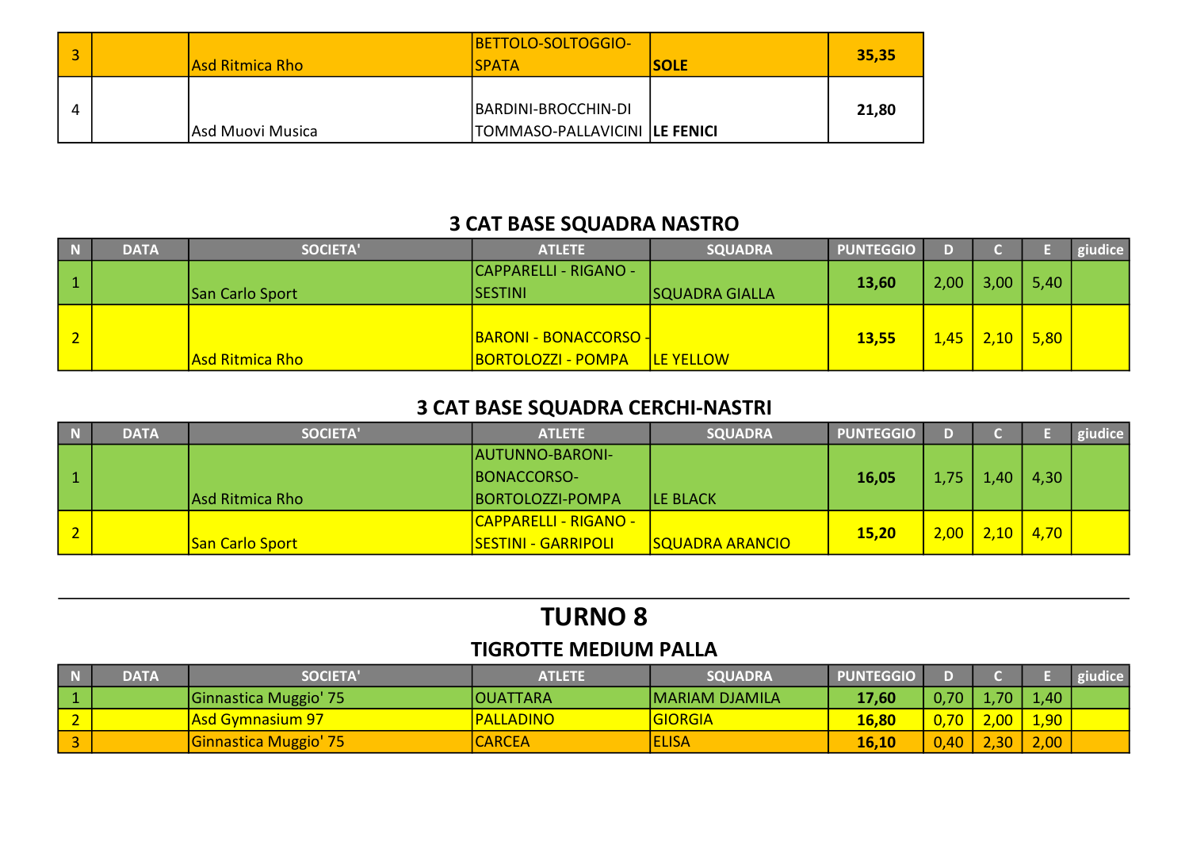| N | DATA | SOCIETA' | ATLETE | SQUADRA | PUNTEGGIO |
|---|---|---|---|---|---|
| 3 | | Asd Ritmica Rho | BETTOLO-SOLTOGGIO-SPATA | **SOLE** | **35,35** |
| 4 | | Asd Muovi Musica | BARDINI-BROCCHIN-DI TOMMASO-PALLAVICINI | **LE FENICI** | **21,80** |

### 3 CAT BASE SQUADRA NASTRO

| N | DATA | SOCIETA' | ATLETE | SQUADRA | PUNTEGGIO | D | C | E | giudice |
|---|---|---|---|---|---|---|---|---|---|
| 1 | | San Carlo Sport | CAPPARELLI - RIGANO - SESTINI | SQUADRA GIALLA | **13,60** | 2,00 | 3,00 | 5,40 | |
| 2 | | Asd Ritmica Rho | BARONI - BONACCORSO - BORTOLOZZI - POMPA | LE YELLOW | **13,55** | 1,45 | 2,10 | 5,80 | |

### 3 CAT BASE SQUADRA CERCHI-NASTRI

| N | DATA | SOCIETA' | ATLETE | SQUADRA | PUNTEGGIO | D | C | E | giudice |
|---|---|---|---|---|---|---|---|---|---|
| 1 | | Asd Ritmica Rho | AUTUNNO-BARONI-BONACCORSO-BORTOLOZZI-POMPA | LE BLACK | **16,05** | 1,75 | 1,40 | 4,30 | |
| 2 | | San Carlo Sport | CAPPARELLI - RIGANO - SESTINI - GARRIPOLI | SQUADRA ARANCIO | **15,20** | 2,00 | 2,10 | 4,70 | |

## TURNO 8

### TIGROTTE MEDIUM PALLA

| N | DATA | SOCIETA' | ATLETE | SQUADRA | PUNTEGGIO | D | C | E | giudice |
|---|---|---|---|---|---|---|---|---|---|
| 1 | | Ginnastica Muggio' 75 | OUATTARA | MARIAM DJAMILA | **17,60** | 0,70 | 1,70 | 1,40 | |
| 2 | | Asd Gymnasium 97 | PALLADINO | GIORGIA | **16,80** | 0,70 | 2,00 | 1,90 | |
| 3 | | Ginnastica Muggio' 75 | CARCEA | ELISA | **16,10** | 0,40 | 2,30 | 2,00 | |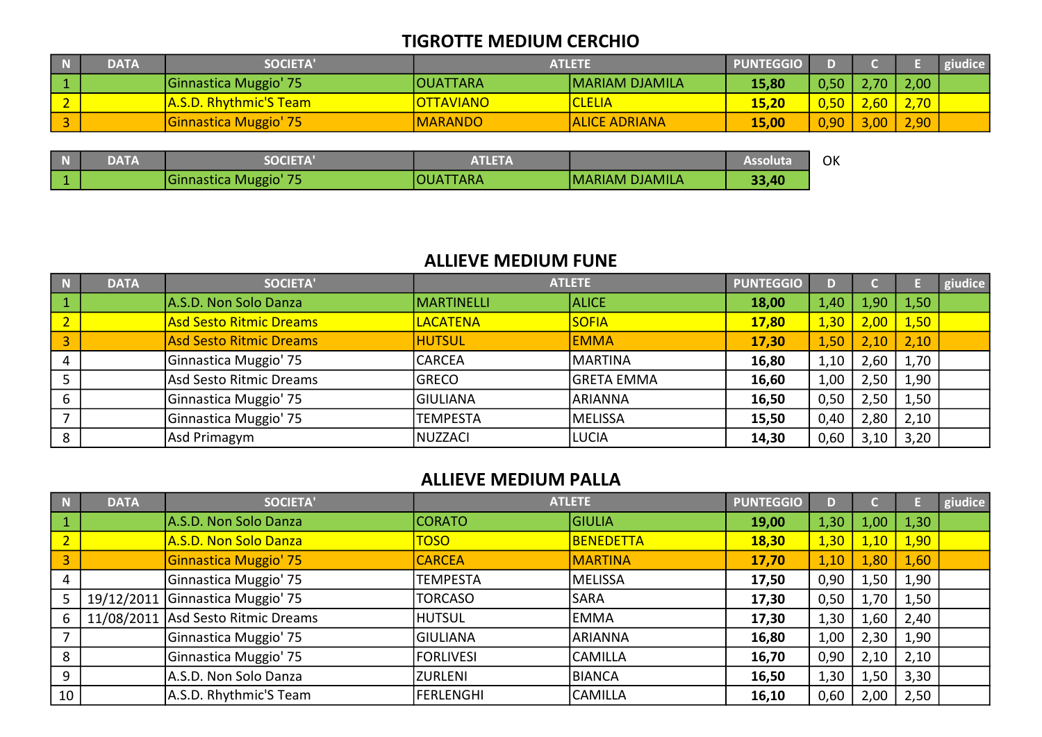## TIGROTTE MEDIUM CERCHIO

| N | DATA | SOCIETA' | ATLETE | | PUNTEGGIO | D | C | E | giudice |
|---|---|---|---|---|---|---|---|---|---|
| 1 | | Ginnastica Muggio' 75 | OUATTARA | MARIAM DJAMILA | **15,80** | 0,50 | 2,70 | 2,00 | |
| 2 | | A.S.D. Rhythmic'S Team | OTTAVIANO | CLELIA | **15,20** | 0,50 | 2,60 | 2,70 | |
| 3 | | Ginnastica Muggio' 75 | MARANDO | ALICE ADRIANA | **15,00** | 0,90 | 3,00 | 2,90 | |

| N | DATA | SOCIETA' | ATLETA | | Assoluta |
|---|---|---|---|---|---|
| 1 | | Ginnastica Muggio' 75 | OUATTARA | MARIAM DJAMILA | **33,40** |

OK

## ALLIEVE MEDIUM FUNE

| N | DATA | SOCIETA' | ATLETE | | PUNTEGGIO | D | C | E | giudice |
|---|---|---|---|---|---|---|---|---|---|
| 1 | | A.S.D. Non Solo Danza | MARTINELLI | ALICE | **18,00** | 1,40 | 1,90 | 1,50 | |
| 2 | | Asd Sesto Ritmic Dreams | LACATENA | SOFIA | **17,80** | 1,30 | 2,00 | 1,50 | |
| 3 | | Asd Sesto Ritmic Dreams | HUTSUL | EMMA | **17,30** | 1,50 | 2,10 | 2,10 | |
| 4 | | Ginnastica Muggio' 75 | CARCEA | MARTINA | **16,80** | 1,10 | 2,60 | 1,70 | |
| 5 | | Asd Sesto Ritmic Dreams | GRECO | GRETA EMMA | **16,60** | 1,00 | 2,50 | 1,90 | |
| 6 | | Ginnastica Muggio' 75 | GIULIANA | ARIANNA | **16,50** | 0,50 | 2,50 | 1,50 | |
| 7 | | Ginnastica Muggio' 75 | TEMPESTA | MELISSA | **15,50** | 0,40 | 2,80 | 2,10 | |
| 8 | | Asd Primagym | NUZZACI | LUCIA | **14,30** | 0,60 | 3,10 | 3,20 | |

## ALLIEVE MEDIUM PALLA

| N | DATA | SOCIETA' | ATLETE | | PUNTEGGIO | D | C | E | giudice |
|---|---|---|---|---|---|---|---|---|---|
| 1 | | A.S.D. Non Solo Danza | CORATO | GIULIA | **19,00** | 1,30 | 1,00 | 1,30 | |
| 2 | | A.S.D. Non Solo Danza | TOSO | BENEDETTA | **18,30** | 1,30 | 1,10 | 1,90 | |
| 3 | | Ginnastica Muggio' 75 | CARCEA | MARTINA | **17,70** | 1,10 | 1,80 | 1,60 | |
| 4 | | Ginnastica Muggio' 75 | TEMPESTA | MELISSA | **17,50** | 0,90 | 1,50 | 1,90 | |
| 5 | 19/12/2011 | Ginnastica Muggio' 75 | TORCASO | SARA | **17,30** | 0,50 | 1,70 | 1,50 | |
| 6 | 11/08/2011 | Asd Sesto Ritmic Dreams | HUTSUL | EMMA | **17,30** | 1,30 | 1,60 | 2,40 | |
| 7 | | Ginnastica Muggio' 75 | GIULIANA | ARIANNA | **16,80** | 1,00 | 2,30 | 1,90 | |
| 8 | | Ginnastica Muggio' 75 | FORLIVESI | CAMILLA | **16,70** | 0,90 | 2,10 | 2,10 | |
| 9 | | A.S.D. Non Solo Danza | ZURLENI | BIANCA | **16,50** | 1,30 | 1,50 | 3,30 | |
| 10 | | A.S.D. Rhythmic'S Team | FERLENGHI | CAMILLA | **16,10** | 0,60 | 2,00 | 2,50 | |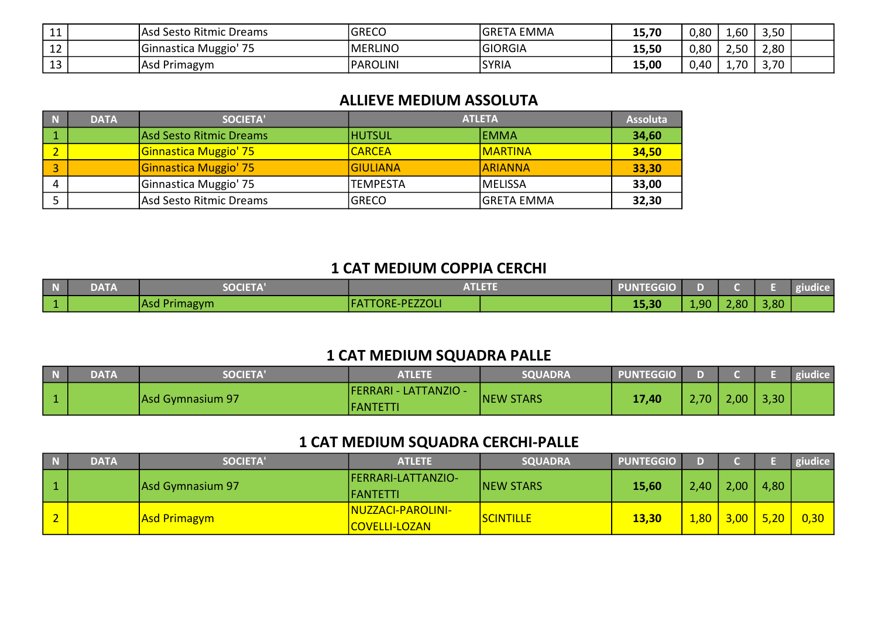| N | DATA | SOCIETA' | ATLETA | | PUNTEGGIO | D | C | E | giudice |
|---|---|---|---|---|---|---|---|---|---|
| 11 | | Asd Sesto Ritmic Dreams | GRECO | GRETA EMMA | **15,70** | 0,80 | 1,60 | 3,50 | |
| 12 | | Ginnastica Muggio' 75 | MERLINO | GIORGIA | **15,50** | 0,80 | 2,50 | 2,80 | |
| 13 | | Asd Primagym | PAROLINI | SYRIA | **15,00** | 0,40 | 1,70 | 3,70 | |

## ALLIEVE MEDIUM ASSOLUTA

| N | DATA | SOCIETA' | ATLETA | | Assoluta |
|---|---|---|---|---|---|
| 1 | | Asd Sesto Ritmic Dreams | HUTSUL | EMMA | **34,60** |
| 2 | | Ginnastica Muggio' 75 | CARCEA | MARTINA | **34,50** |
| 3 | | Ginnastica Muggio' 75 | GIULIANA | ARIANNA | **33,30** |
| 4 | | Ginnastica Muggio' 75 | TEMPESTA | MELISSA | **33,00** |
| 5 | | Asd Sesto Ritmic Dreams | GRECO | GRETA EMMA | **32,30** |

## 1 CAT MEDIUM COPPIA CERCHI

| N | DATA | SOCIETA' | ATLETE | | PUNTEGGIO | D | C | E | giudice |
|---|---|---|---|---|---|---|---|---|---|
| 1 | | Asd Primagym | FATTORE-PEZZOLI | | **15,30** | 1,90 | 2,80 | 3,80 | |

## 1 CAT MEDIUM SQUADRA PALLE

| N | DATA | SOCIETA' | ATLETE | SQUADRA | PUNTEGGIO | D | C | E | giudice |
|---|---|---|---|---|---|---|---|---|---|
| 1 | | Asd Gymnasium 97 | FERRARI - LATTANZIO - FANTETTI | NEW STARS | **17,40** | 2,70 | 2,00 | 3,30 | |

## 1 CAT MEDIUM SQUADRA CERCHI-PALLE

| N | DATA | SOCIETA' | ATLETE | SQUADRA | PUNTEGGIO | D | C | E | giudice |
|---|---|---|---|---|---|---|---|---|---|
| 1 | | Asd Gymnasium 97 | FERRARI-LATTANZIO-FANTETTI | NEW STARS | **15,60** | 2,40 | 2,00 | 4,80 | |
| 2 | | Asd Primagym | NUZZACI-PAROLINI-COVELLI-LOZAN | SCINTILLE | **13,30** | 1,80 | 3,00 | 5,20 | 0,30 |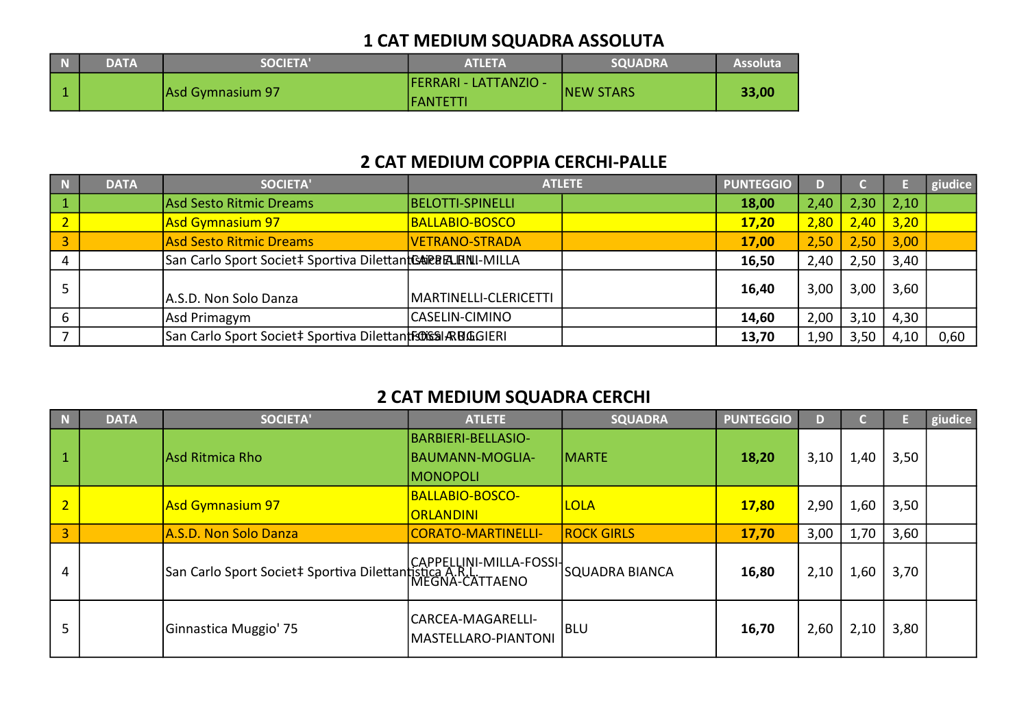## 1 CAT MEDIUM SQUADRA ASSOLUTA

| N | DATA | SOCIETA' | ATLETA | SQUADRA | Assoluta |
|---|---|---|---|---|---|
| 1 | | Asd Gymnasium 97 | FERRARI - LATTANZIO - FANTETTI | NEW STARS | **33,00** |

## 2 CAT MEDIUM COPPIA CERCHI-PALLE

| N | DATA | SOCIETA' | ATLETE | | PUNTEGGIO | D | C | E | giudice |
|---|---|---|---|---|---|---|---|---|---|
| 1 | | Asd Sesto Ritmic Dreams | BELOTTI-SPINELLI | | **18,00** | 2,40 | 2,30 | 2,10 | |
| 2 | | Asd Gymnasium 97 | BALLABIO-BOSCO | | **17,20** | 2,80 | 2,40 | 3,20 | |
| 3 | | Asd Sesto Ritmic Dreams | VETRANO-STRADA | | **17,00** | 2,50 | 2,50 | 3,00 | |
| 4 | | San Carlo Sport Societ‡ Sportiva Dilettantistica A.R.L. | CAPPELLINI-MILLA | | **16,50** | 2,40 | 2,50 | 3,40 | |
| 5 | | A.S.D. Non Solo Danza | MARTINELLI-CLERICETTI | | **16,40** | 3,00 | 3,00 | 3,60 | |
| 6 | | Asd Primagym | CASELIN-CIMINO | | **14,60** | 2,00 | 3,10 | 4,30 | |
| 7 | | San Carlo Sport Societ‡ Sportiva Dilettantistica A.R.L. | FOSSI-RUGGIERI | | **13,70** | 1,90 | 3,50 | 4,10 | 0,60 |

## 2 CAT MEDIUM SQUADRA CERCHI

| N | DATA | SOCIETA' | ATLETE | SQUADRA | PUNTEGGIO | D | C | E | giudice |
|---|---|---|---|---|---|---|---|---|---|
| 1 | | Asd Ritmica Rho | BARBIERI-BELLASIO-BAUMANN-MOGLIA-MONOPOLI | MARTE | **18,20** | 3,10 | 1,40 | 3,50 | |
| 2 | | Asd Gymnasium 97 | BALLABIO-BOSCO-ORLANDINI | LOLA | **17,80** | 2,90 | 1,60 | 3,50 | |
| 3 | | A.S.D. Non Solo Danza | CORATO-MARTINELLI- | ROCK GIRLS | **17,70** | 3,00 | 1,70 | 3,60 | |
| 4 | | San Carlo Sport Societ‡ Sportiva Dilettantistica A.R.L. | CAPPELLINI-MILLA-FOSSI-MEGNA-CATTAENO | SQUADRA BIANCA | **16,80** | 2,10 | 1,60 | 3,70 | |
| 5 | | Ginnastica Muggio' 75 | CARCEA-MAGARELLI-MASTELLARO-PIANTONI | BLU | **16,70** | 2,60 | 2,10 | 3,80 | |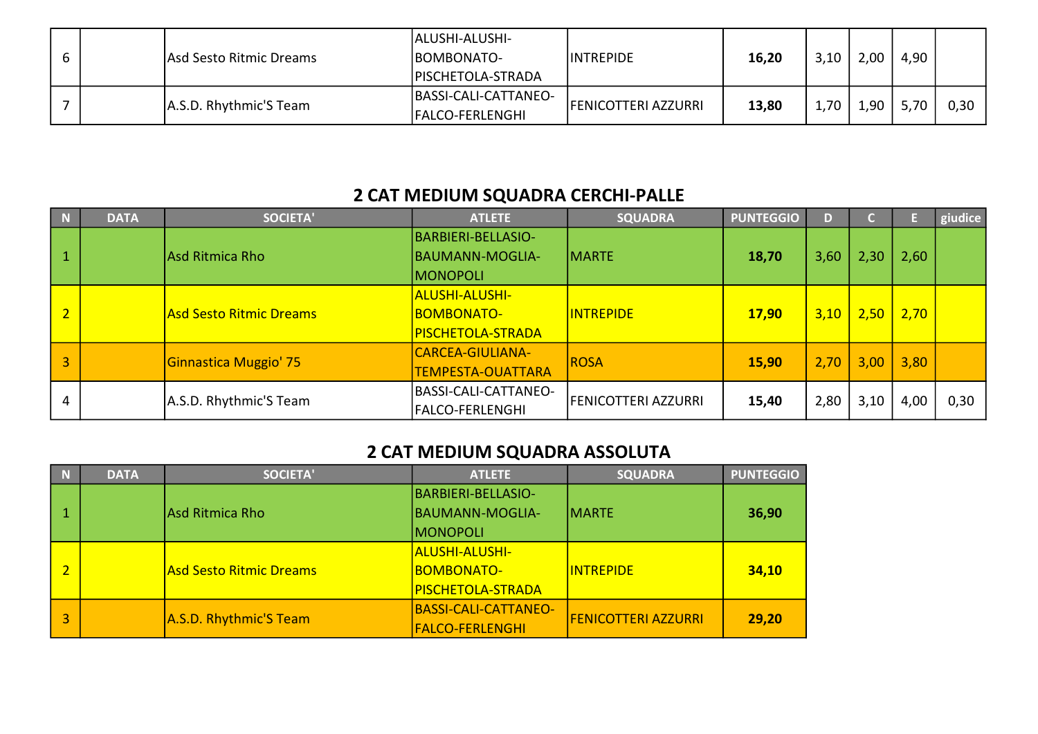| 6 | | Asd Sesto Ritmic Dreams | ALUSHI-ALUSHI-BOMBONATO-PISCHETOLA-STRADA | INTREPIDE | **16,20** | 3,10 | 2,00 | 4,90 | |
|---|---|---|---|---|---|---|---|---|---|
| 7 | | A.S.D. Rhythmic'S Team | BASSI-CALI-CATTANEO-FALCO-FERLENGHI | FENICOTTERI AZZURRI | **13,80** | 1,70 | 1,90 | 5,70 | 0,30 |

## 2 CAT MEDIUM SQUADRA CERCHI-PALLE

| N | DATA | SOCIETA' | ATLETE | SQUADRA | PUNTEGGIO | D | C | E | giudice |
|---|---|---|---|---|---|---|---|---|---|
| 1 | | Asd Ritmica Rho | BARBIERI-BELLASIO-BAUMANN-MOGLIA-MONOPOLI | MARTE | **18,70** | 3,60 | 2,30 | 2,60 | |
| 2 | | Asd Sesto Ritmic Dreams | ALUSHI-ALUSHI-BOMBONATO-PISCHETOLA-STRADA | INTREPIDE | **17,90** | 3,10 | 2,50 | 2,70 | |
| 3 | | Ginnastica Muggio' 75 | CARCEA-GIULIANA-TEMPESTA-OUATTARA | ROSA | **15,90** | 2,70 | 3,00 | 3,80 | |
| 4 | | A.S.D. Rhythmic'S Team | BASSI-CALI-CATTANEO-FALCO-FERLENGHI | FENICOTTERI AZZURRI | **15,40** | 2,80 | 3,10 | 4,00 | 0,30 |

## 2 CAT MEDIUM SQUADRA ASSOLUTA

| N | DATA | SOCIETA' | ATLETE | SQUADRA | PUNTEGGIO |
|---|---|---|---|---|---|
| 1 | | Asd Ritmica Rho | BARBIERI-BELLASIO-BAUMANN-MOGLIA-MONOPOLI | MARTE | **36,90** |
| 2 | | Asd Sesto Ritmic Dreams | ALUSHI-ALUSHI-BOMBONATO-PISCHETOLA-STRADA | INTREPIDE | **34,10** |
| 3 | | A.S.D. Rhythmic'S Team | BASSI-CALI-CATTANEO-FALCO-FERLENGHI | FENICOTTERI AZZURRI | **29,20** |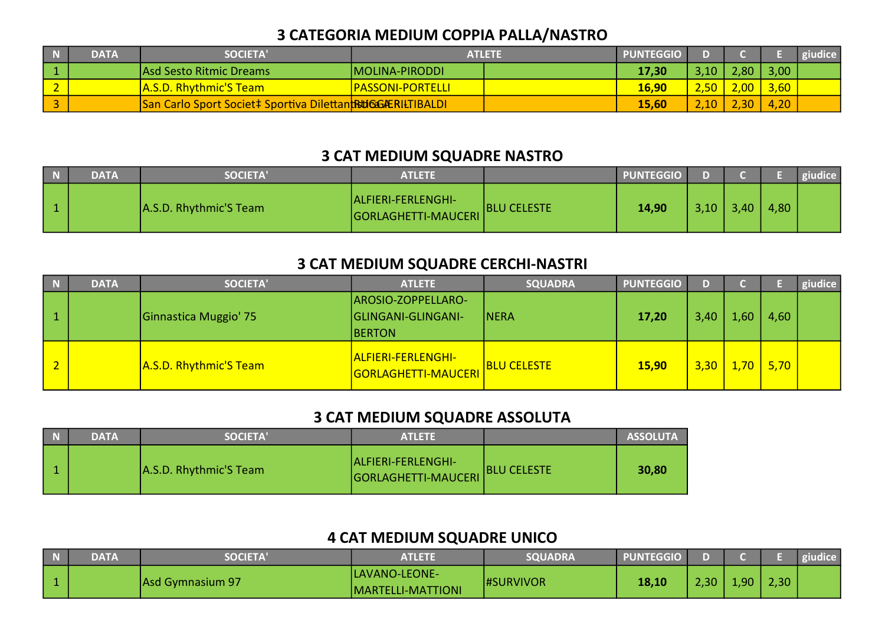## 3 CATEGORIA MEDIUM COPPIA PALLA/NASTRO

| N | DATA | SOCIETA' | ATLETE | | PUNTEGGIO | D | C | E | giudice |
|---|---|---|---|---|---|---|---|---|---|
| 1 | | Asd Sesto Ritmic Dreams | MOLINA-PIRODDI | | **17,30** | 3,10 | 2,80 | 3,00 | |
| 2 | | A.S.D. Rhythmic'S Team | PASSONI-PORTELLI | | **16,90** | 2,50 | 2,00 | 3,60 | |
| 3 | | San Carlo Sport Societ‡ Sportiva Dilettantistica a r.l. | RUGGERI-TIBALDI | | **15,60** | 2,10 | 2,30 | 4,20 | |

## 3 CAT MEDIUM SQUADRE NASTRO

| N | DATA | SOCIETA' | ATLETE | | PUNTEGGIO | D | C | E | giudice |
|---|---|---|---|---|---|---|---|---|---|
| 1 | | A.S.D. Rhythmic'S Team | ALFIERI-FERLENGHI-GORLAGHETTI-MAUCERI | BLU CELESTE | **14,90** | 3,10 | 3,40 | 4,80 | |

## 3 CAT MEDIUM SQUADRE CERCHI-NASTRI

| N | DATA | SOCIETA' | ATLETE | SQUADRA | PUNTEGGIO | D | C | E | giudice |
|---|---|---|---|---|---|---|---|---|---|
| 1 | | Ginnastica Muggio' 75 | AROSIO-ZOPPELLARO-GLINGANI-GLINGANI-BERTON | NERA | **17,20** | 3,40 | 1,60 | 4,60 | |
| 2 | | A.S.D. Rhythmic'S Team | ALFIERI-FERLENGHI-GORLAGHETTI-MAUCERI | BLU CELESTE | **15,90** | 3,30 | 1,70 | 5,70 | |

## 3 CAT MEDIUM SQUADRE ASSOLUTA

| N | DATA | SOCIETA' | ATLETE | | ASSOLUTA |
|---|---|---|---|---|---|
| 1 | | A.S.D. Rhythmic'S Team | ALFIERI-FERLENGHI-GORLAGHETTI-MAUCERI | BLU CELESTE | **30,80** |

## 4 CAT MEDIUM SQUADRE UNICO

| N | DATA | SOCIETA' | ATLETE | SQUADRA | PUNTEGGIO | D | C | E | giudice |
|---|---|---|---|---|---|---|---|---|---|
| 1 | | Asd Gymnasium 97 | LAVANO-LEONE-MARTELLI-MATTIONI | #SURVIVOR | **18,10** | 2,30 | 1,90 | 2,30 | |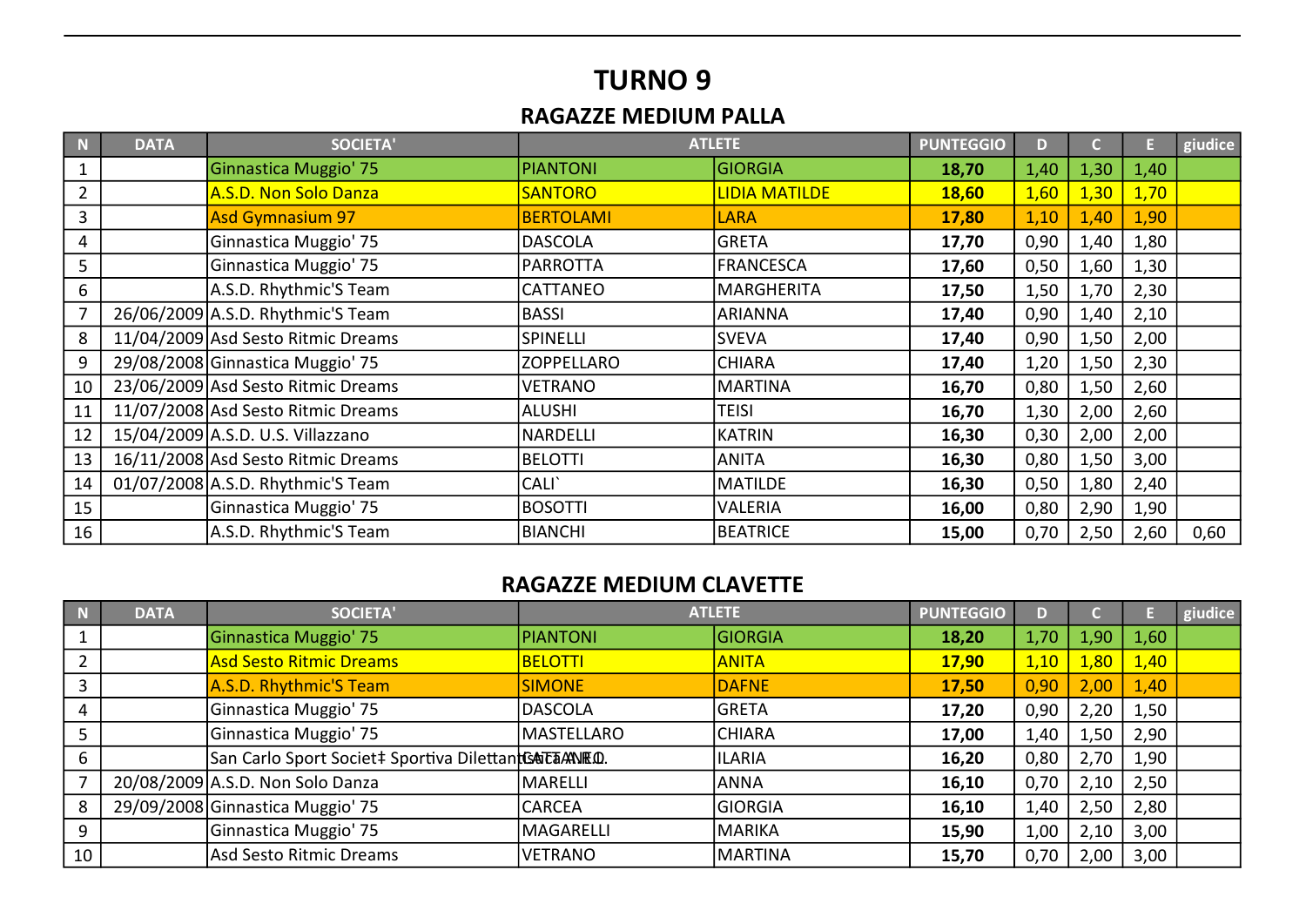# TURNO 9

## RAGAZZE MEDIUM PALLA

| N | DATA | SOCIETA' | ATLETE | | PUNTEGGIO | D | C | E | giudice |
|---|---|---|---|---|---|---|---|---|---|
| 1 | | Ginnastica Muggio' 75 | PIANTONI | GIORGIA | **18,70** | 1,40 | 1,30 | 1,40 | |
| 2 | | A.S.D. Non Solo Danza | SANTORO | LIDIA MATILDE | **18,60** | 1,60 | 1,30 | 1,70 | |
| 3 | | Asd Gymnasium 97 | BERTOLAMI | LARA | **17,80** | 1,10 | 1,40 | 1,90 | |
| 4 | | Ginnastica Muggio' 75 | DASCOLA | GRETA | **17,70** | 0,90 | 1,40 | 1,80 | |
| 5 | | Ginnastica Muggio' 75 | PARROTTA | FRANCESCA | **17,60** | 0,50 | 1,60 | 1,30 | |
| 6 | | A.S.D. Rhythmic'S Team | CATTANEO | MARGHERITA | **17,50** | 1,50 | 1,70 | 2,30 | |
| 7 | 26/06/2009 | A.S.D. Rhythmic'S Team | BASSI | ARIANNA | **17,40** | 0,90 | 1,40 | 2,10 | |
| 8 | 11/04/2009 | Asd Sesto Ritmic Dreams | SPINELLI | SVEVA | **17,40** | 0,90 | 1,50 | 2,00 | |
| 9 | 29/08/2008 | Ginnastica Muggio' 75 | ZOPPELLARO | CHIARA | **17,40** | 1,20 | 1,50 | 2,30 | |
| 10 | 23/06/2009 | Asd Sesto Ritmic Dreams | VETRANO | MARTINA | **16,70** | 0,80 | 1,50 | 2,60 | |
| 11 | 11/07/2008 | Asd Sesto Ritmic Dreams | ALUSHI | TEISI | **16,70** | 1,30 | 2,00 | 2,60 | |
| 12 | 15/04/2009 | A.S.D. U.S. Villazzano | NARDELLI | KATRIN | **16,30** | 0,30 | 2,00 | 2,00 | |
| 13 | 16/11/2008 | Asd Sesto Ritmic Dreams | BELOTTI | ANITA | **16,30** | 0,80 | 1,50 | 3,00 | |
| 14 | 01/07/2008 | A.S.D. Rhythmic'S Team | CALI` | MATILDE | **16,30** | 0,50 | 1,80 | 2,40 | |
| 15 | | Ginnastica Muggio' 75 | BOSOTTI | VALERIA | **16,00** | 0,80 | 2,90 | 1,90 | |
| 16 | | A.S.D. Rhythmic'S Team | BIANCHI | BEATRICE | **15,00** | 0,70 | 2,50 | 2,60 | 0,60 |

## RAGAZZE MEDIUM CLAVETTE

| N | DATA | SOCIETA' | ATLETE | | PUNTEGGIO | D | C | E | giudice |
|---|---|---|---|---|---|---|---|---|---|
| 1 | | Ginnastica Muggio' 75 | PIANTONI | GIORGIA | **18,20** | 1,70 | 1,90 | 1,60 | |
| 2 | | Asd Sesto Ritmic Dreams | BELOTTI | ANITA | **17,90** | 1,10 | 1,80 | 1,40 | |
| 3 | | A.S.D. Rhythmic'S Team | SIMONE | DAFNE | **17,50** | 0,90 | 2,00 | 1,40 | |
| 4 | | Ginnastica Muggio' 75 | DASCOLA | GRETA | **17,20** | 0,90 | 2,20 | 1,50 | |
| 5 | | Ginnastica Muggio' 75 | MASTELLARO | CHIARA | **17,00** | 1,40 | 1,50 | 2,90 | |
| 6 | | San Carlo Sport Societ‡ Sportiva Dilettantistica A R.L. | CATTANEO | ILARIA | **16,20** | 0,80 | 2,70 | 1,90 | |
| 7 | 20/08/2009 | A.S.D. Non Solo Danza | MARELLI | ANNA | **16,10** | 0,70 | 2,10 | 2,50 | |
| 8 | 29/09/2008 | Ginnastica Muggio' 75 | CARCEA | GIORGIA | **16,10** | 1,40 | 2,50 | 2,80 | |
| 9 | | Ginnastica Muggio' 75 | MAGARELLI | MARIKA | **15,90** | 1,00 | 2,10 | 3,00 | |
| 10 | | Asd Sesto Ritmic Dreams | VETRANO | MARTINA | **15,70** | 0,70 | 2,00 | 3,00 | |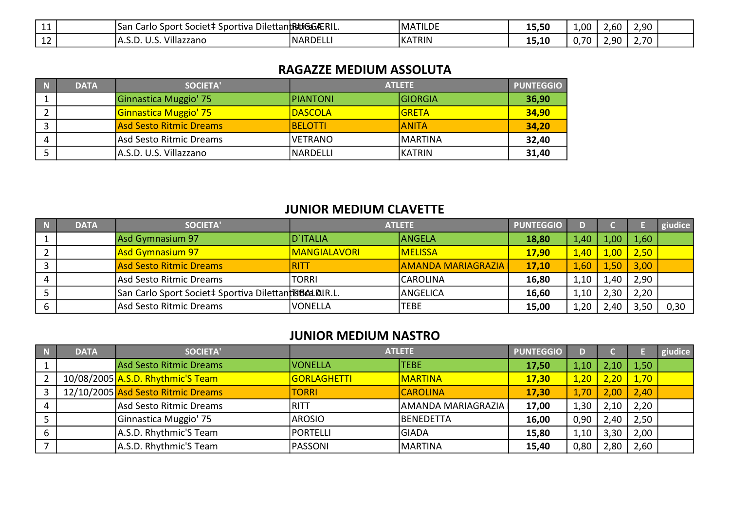| 11 | | San Carlo Sport Societ‡ Sportiva DilettantRUGGERI.L. | MATILDE | 15,50 | 1,00 | 2,60 | 2,90 | |
|---|---|---|---|---|---|---|---|---|
| 12 | | A.S.D. U.S. Villazzano | NARDELLI | KATRIN | 15,10 | 0,70 | 2,90 | 2,70 | |

## RAGAZZE MEDIUM ASSOLUTA

| N | DATA | SOCIETA' | ATLETE | | PUNTEGGIO |
|---|---|---|---|---|---|
| 1 | | Ginnastica Muggio' 75 | PIANTONI | GIORGIA | **36,90** |
| 2 | | Ginnastica Muggio' 75 | DASCOLA | GRETA | **34,90** |
| 3 | | Asd Sesto Ritmic Dreams | BELOTTI | ANITA | **34,20** |
| 4 | | Asd Sesto Ritmic Dreams | VETRANO | MARTINA | **32,40** |
| 5 | | A.S.D. U.S. Villazzano | NARDELLI | KATRIN | **31,40** |

## JUNIOR MEDIUM CLAVETTE

| N | DATA | SOCIETA' | ATLETE | | PUNTEGGIO | D | C | E | giudice |
|---|---|---|---|---|---|---|---|---|---|
| 1 | | Asd Gymnasium 97 | D`ITALIA | ANGELA | **18,80** | 1,40 | 1,00 | 1,60 | |
| 2 | | Asd Gymnasium 97 | MANGIALAVORI | MELISSA | **17,90** | 1,40 | 1,00 | 2,50 | |
| 3 | | Asd Sesto Ritmic Dreams | RITT | AMANDA MARIAGRAZIA | **17,10** | 1,60 | 1,50 | 3,00 | |
| 4 | | Asd Sesto Ritmic Dreams | TORRI | CAROLINA | **16,80** | 1,10 | 1,40 | 2,90 | |
| 5 | | San Carlo Sport Societ‡ Sportiva DilettantTIBALDIR.L. | | ANGELICA | **16,60** | 1,10 | 2,30 | 2,20 | |
| 6 | | Asd Sesto Ritmic Dreams | VONELLA | TEBE | **15,00** | 1,20 | 2,40 | 3,50 | 0,30 |

## JUNIOR MEDIUM NASTRO

| N | DATA | SOCIETA' | ATLETE | | PUNTEGGIO | D | C | E | giudice |
|---|---|---|---|---|---|---|---|---|---|
| 1 | | Asd Sesto Ritmic Dreams | VONELLA | TEBE | **17,50** | 1,10 | 2,10 | 1,50 | |
| 2 | 10/08/2005 | A.S.D. Rhythmic'S Team | GORLAGHETTI | MARTINA | **17,30** | 1,20 | 2,20 | 1,70 | |
| 3 | 12/10/2005 | Asd Sesto Ritmic Dreams | TORRI | CAROLINA | **17,30** | 1,70 | 2,00 | 2,40 | |
| 4 | | Asd Sesto Ritmic Dreams | RITT | AMANDA MARIAGRAZIA | **17,00** | 1,30 | 2,10 | 2,20 | |
| 5 | | Ginnastica Muggio' 75 | AROSIO | BENEDETTA | **16,00** | 0,90 | 2,40 | 2,50 | |
| 6 | | A.S.D. Rhythmic'S Team | PORTELLI | GIADA | **15,80** | 1,10 | 3,30 | 2,00 | |
| 7 | | A.S.D. Rhythmic'S Team | PASSONI | MARTINA | **15,40** | 0,80 | 2,80 | 2,60 | |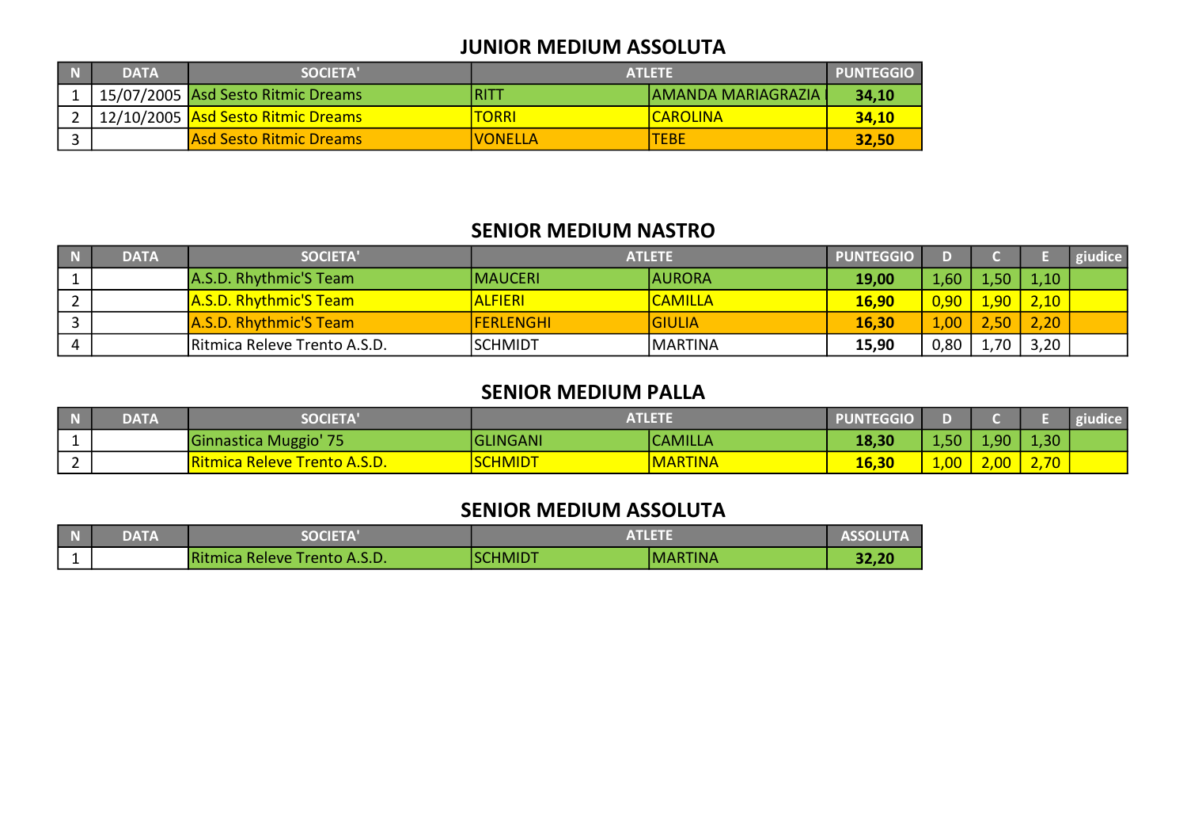## JUNIOR MEDIUM ASSOLUTA

| N | DATA | SOCIETA' | ATLETE | | PUNTEGGIO |
|---|---|---|---|---|---|
| 1 | 15/07/2005 | Asd Sesto Ritmic Dreams | RITT | AMANDA MARIAGRAZIA | **34,10** |
| 2 | 12/10/2005 | Asd Sesto Ritmic Dreams | TORRI | CAROLINA | **34,10** |
| 3 | | Asd Sesto Ritmic Dreams | VONELLA | TEBE | **32,50** |

## SENIOR MEDIUM NASTRO

| N | DATA | SOCIETA' | ATLETE | | PUNTEGGIO | D | C | E | giudice |
|---|---|---|---|---|---|---|---|---|---|
| 1 | | A.S.D. Rhythmic'S Team | MAUCERI | AURORA | **19,00** | 1,60 | 1,50 | 1,10 | |
| 2 | | A.S.D. Rhythmic'S Team | ALFIERI | CAMILLA | **16,90** | 0,90 | 1,90 | 2,10 | |
| 3 | | A.S.D. Rhythmic'S Team | FERLENGHI | GIULIA | **16,30** | 1,00 | 2,50 | 2,20 | |
| 4 | | Ritmica Releve Trento A.S.D. | SCHMIDT | MARTINA | **15,90** | 0,80 | 1,70 | 3,20 | |

## SENIOR MEDIUM PALLA

| N | DATA | SOCIETA' | ATLETE | | PUNTEGGIO | D | C | E | giudice |
|---|---|---|---|---|---|---|---|---|---|
| 1 | | Ginnastica Muggio' 75 | GLINGANI | CAMILLA | **18,30** | 1,50 | 1,90 | 1,30 | |
| 2 | | Ritmica Releve Trento A.S.D. | SCHMIDT | MARTINA | **16,30** | 1,00 | 2,00 | 2,70 | |

## SENIOR MEDIUM ASSOLUTA

| N | DATA | SOCIETA' | ATLETE | | ASSOLUTA |
|---|---|---|---|---|---|
| 1 | | Ritmica Releve Trento A.S.D. | SCHMIDT | MARTINA | **32,20** |